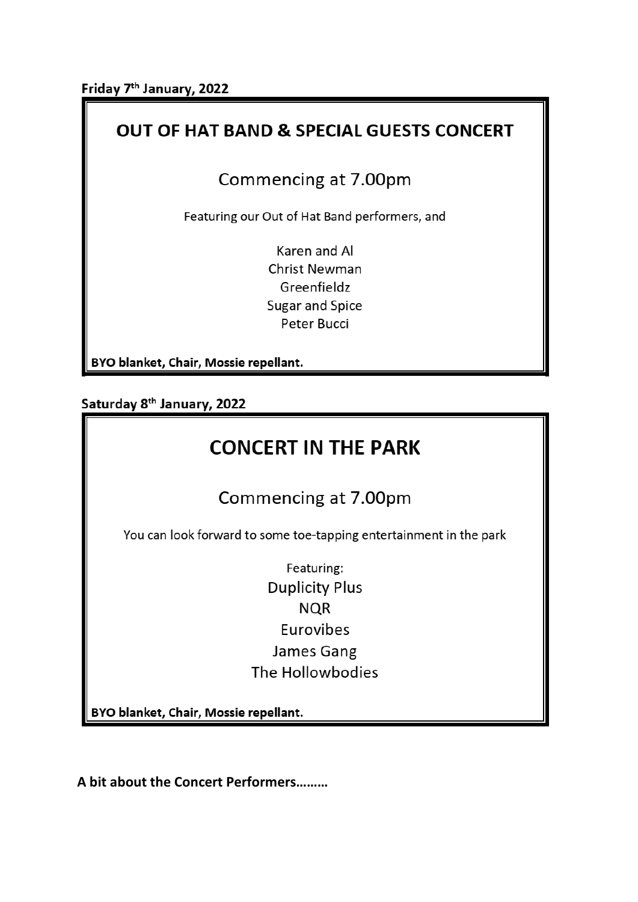**Friday 7th January, 2022**

## OUT OF HAT BAND & SPECIAL GUESTS CONCERT

Commencing at 7.00pm

Featuring our Out of Hat Band performers, and

Karen and Al
Christ Newman
Greenfieldz
Sugar and Spice
Peter Bucci

**BYO blanket, Chair, Mossie repellant.**

**Saturday 8th January, 2022**

## CONCERT IN THE PARK

Commencing at 7.00pm

You can look forward to some toe-tapping entertainment in the park

Featuring:
Duplicity Plus
NQR
Eurovibes
James Gang
The Hollowbodies

**BYO blanket, Chair, Mossie repellant.**

**A bit about the Concert Performers………**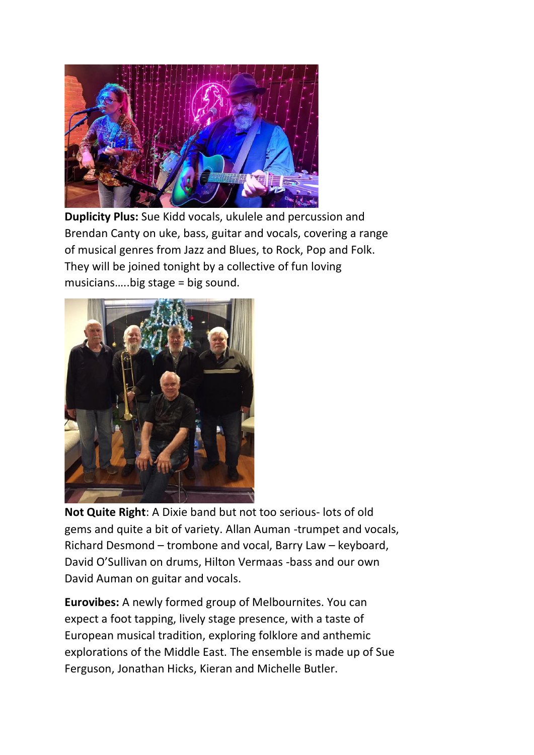**Duplicity Plus:** Sue Kidd vocals, ukulele and percussion and Brendan Canty on uke, bass, guitar and vocals, covering a range of musical genres from Jazz and Blues, to Rock, Pop and Folk. They will be joined tonight by a collective of fun loving musicians…..big stage = big sound.

**Not Quite Right**: A Dixie band but not too serious- lots of old gems and quite a bit of variety. Allan Auman -trumpet and vocals, Richard Desmond – trombone and vocal, Barry Law – keyboard, David O'Sullivan on drums, Hilton Vermaas -bass and our own David Auman on guitar and vocals.

**Eurovibes:** A newly formed group of Melbournites. You can expect a foot tapping, lively stage presence, with a taste of European musical tradition, exploring folklore and anthemic explorations of the Middle East. The ensemble is made up of Sue Ferguson, Jonathan Hicks, Kieran and Michelle Butler.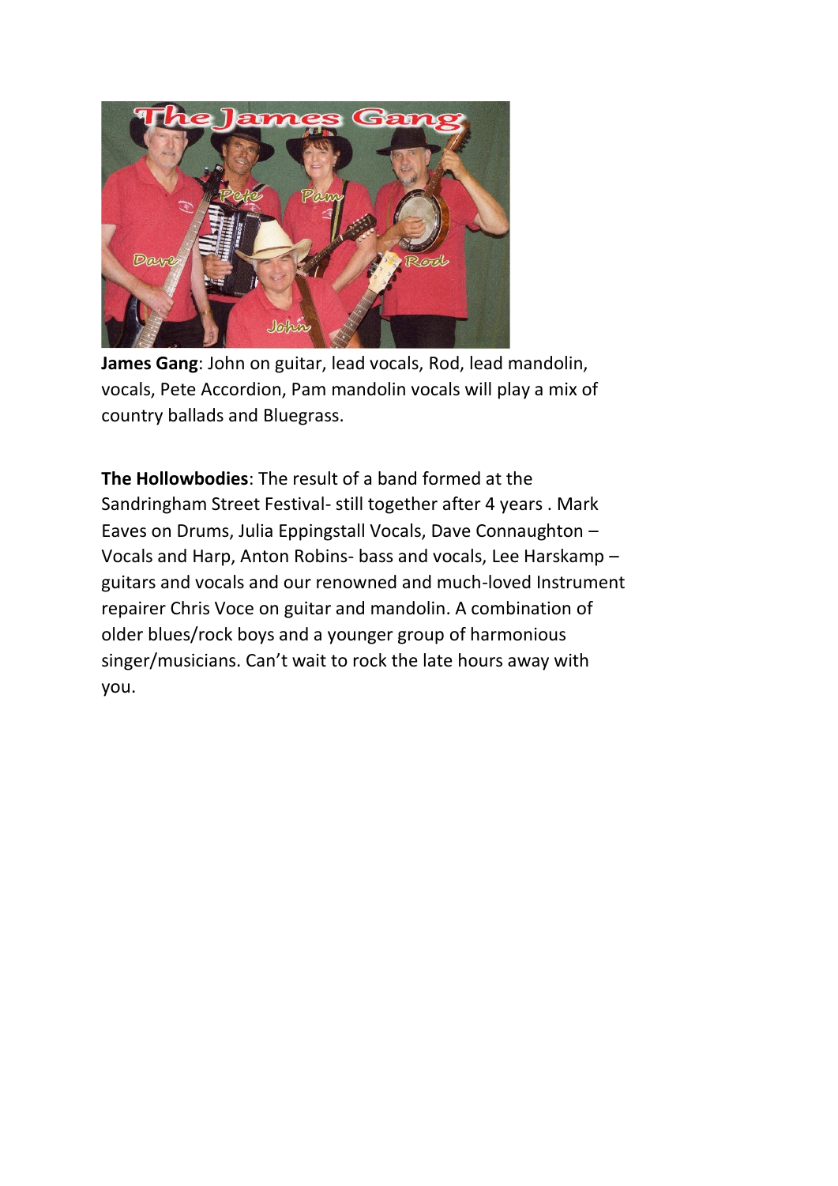**James Gang**: John on guitar, lead vocals, Rod, lead mandolin, vocals, Pete Accordion, Pam mandolin vocals will play a mix of country ballads and Bluegrass.

**The Hollowbodies**: The result of a band formed at the Sandringham Street Festival- still together after 4 years . Mark Eaves on Drums, Julia Eppingstall Vocals, Dave Connaughton – Vocals and Harp, Anton Robins- bass and vocals, Lee Harskamp – guitars and vocals and our renowned and much-loved Instrument repairer Chris Voce on guitar and mandolin. A combination of older blues/rock boys and a younger group of harmonious singer/musicians. Can't wait to rock the late hours away with you.